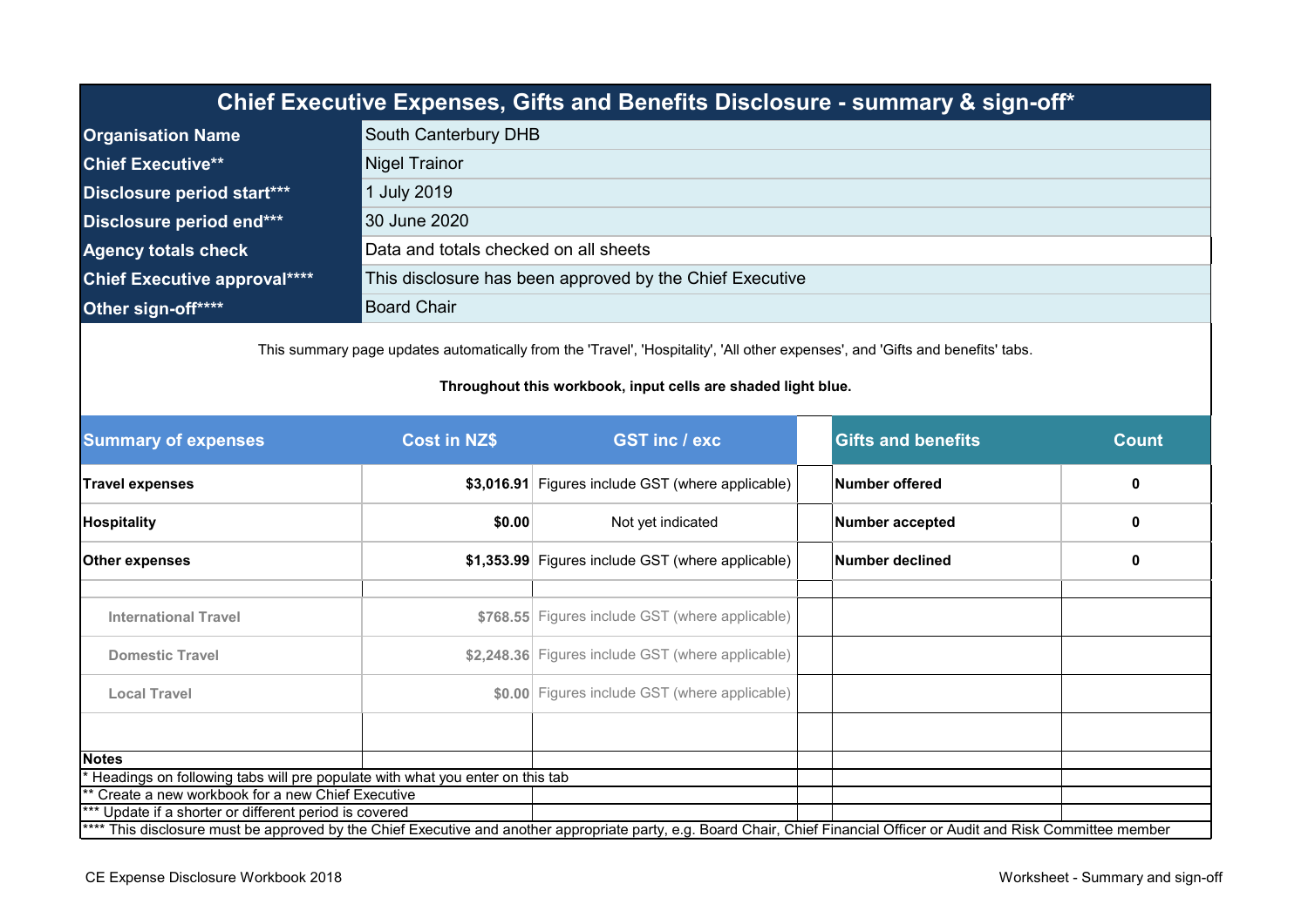# Chief Executive Expenses, Gifts and Benefits Disclosure - summary & sign-off*

| | |
|---|---|
| **Organisation Name** | South Canterbury DHB |
| **Chief Executive**** | Nigel Trainor |
| **Disclosure period start***** | 1 July 2019 |
| **Disclosure period end***** | 30 June 2020 |
| **Agency totals check** | Data and totals checked on all sheets |
| **Chief Executive approval****** | This disclosure has been approved by the Chief Executive |
| **Other sign-off****** | Board Chair |

This summary page updates automatically from the 'Travel', 'Hospitality', 'All other expenses', and 'Gifts and benefits' tabs.

**Throughout this workbook, input cells are shaded light blue.**

| Summary of expenses | Cost in NZ$ | GST inc / exc | | Gifts and benefits | Count |
|---|---|---|---|---|---|
| **Travel expenses** | **$3,016.91** | Figures include GST (where applicable) | | **Number offered** | **0** |
| **Hospitality** | **$0.00** | Not yet indicated | | **Number accepted** | **0** |
| **Other expenses** | **$1,353.99** | Figures include GST (where applicable) | | **Number declined** | **0** |
| International Travel | $768.55 | Figures include GST (where applicable) | | | |
| Domestic Travel | $2,248.36 | Figures include GST (where applicable) | | | |
| Local Travel | $0.00 | Figures include GST (where applicable) | | | |

**Notes**

* Headings on following tabs will pre populate with what you enter on this tab

** Create a new workbook for a new Chief Executive

*** Update if a shorter or different period is covered

**** This disclosure must be approved by the Chief Executive and another appropriate party, e.g. Board Chair, Chief Financial Officer or Audit and Risk Committee member

CE Expense Disclosure Workbook 2018

Worksheet - Summary and sign-off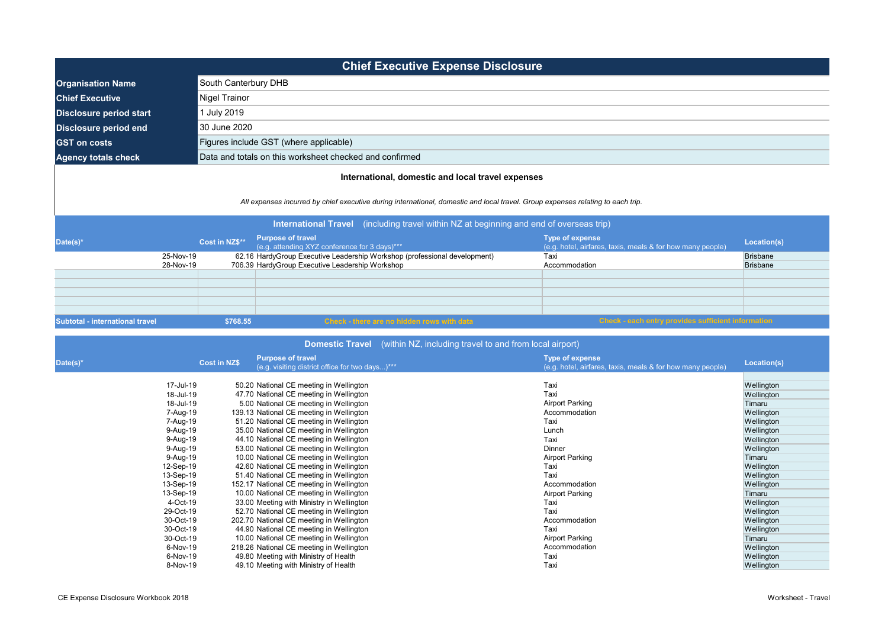# Chief Executive Expense Disclosure

| | |
|---|---|
| **Organisation Name** | South Canterbury DHB |
| **Chief Executive** | Nigel Trainor |
| **Disclosure period start** | 1 July 2019 |
| **Disclosure period end** | 30 June 2020 |
| **GST on costs** | Figures include GST (where applicable) |
| **Agency totals check** | Data and totals on this worksheet checked and confirmed |

**International, domestic and local travel expenses**

*All expenses incurred by chief executive during international, domestic and local travel. Group expenses relating to each trip.*

**International Travel** (including travel within NZ at beginning and end of overseas trip)

| Date(s)* | Cost in NZ$** | Purpose of travel (e.g. attending XYZ conference for 3 days)*** | Type of expense (e.g. hotel, airfares, taxis, meals & for how many people) | Location(s) |
|---|---|---|---|---|
| 25-Nov-19 | 62.16 | HardyGroup Executive Leadership Workshop (professional development) | Taxi | Brisbane |
| 28-Nov-19 | 706.39 | HardyGroup Executive Leadership Workshop | Accommodation | Brisbane |
| | | | | |
| | | | | |
| | | | | |
| | | | | |
| | | | | |
| **Subtotal - international travel** | **$768.55** | Check - there are no hidden rows with data | Check - each entry provides sufficient information | |

**Domestic Travel** (within NZ, including travel to and from local airport)

| Date(s)* | Cost in NZ$ | Purpose of travel (e.g. visiting district office for two days...)*** | Type of expense (e.g. hotel, airfares, taxis, meals & for how many people) | Location(s) |
|---|---|---|---|---|
| 17-Jul-19 | 50.20 | National CE meeting in Wellington | Taxi | Wellington |
| 18-Jul-19 | 47.70 | National CE meeting in Wellington | Taxi | Wellington |
| 18-Jul-19 | 5.00 | National CE meeting in Wellington | Airport Parking | Timaru |
| 7-Aug-19 | 139.13 | National CE meeting in Wellington | Accommodation | Wellington |
| 7-Aug-19 | 51.20 | National CE meeting in Wellington | Taxi | Wellington |
| 9-Aug-19 | 35.00 | National CE meeting in Wellington | Lunch | Wellington |
| 9-Aug-19 | 44.10 | National CE meeting in Wellington | Taxi | Wellington |
| 9-Aug-19 | 53.00 | National CE meeting in Wellington | Dinner | Wellington |
| 9-Aug-19 | 10.00 | National CE meeting in Wellington | Airport Parking | Timaru |
| 12-Sep-19 | 42.60 | National CE meeting in Wellington | Taxi | Wellington |
| 13-Sep-19 | 51.40 | National CE meeting in Wellington | Taxi | Wellington |
| 13-Sep-19 | 152.17 | National CE meeting in Wellington | Accommodation | Wellington |
| 13-Sep-19 | 10.00 | National CE meeting in Wellington | Airport Parking | Timaru |
| 4-Oct-19 | 33.00 | Meeting with Ministry in Wellington | Taxi | Wellington |
| 29-Oct-19 | 52.70 | National CE meeting in Wellington | Taxi | Wellington |
| 30-Oct-19 | 202.70 | National CE meeting in Wellington | Accommodation | Wellington |
| 30-Oct-19 | 44.90 | National CE meeting in Wellington | Taxi | Wellington |
| 30-Oct-19 | 10.00 | National CE meeting in Wellington | Airport Parking | Timaru |
| 6-Nov-19 | 218.26 | National CE meeting in Wellington | Accommodation | Wellington |
| 6-Nov-19 | 49.80 | Meeting with Ministry of Health | Taxi | Wellington |
| 8-Nov-19 | 49.10 | Meeting with Ministry of Health | Taxi | Wellington |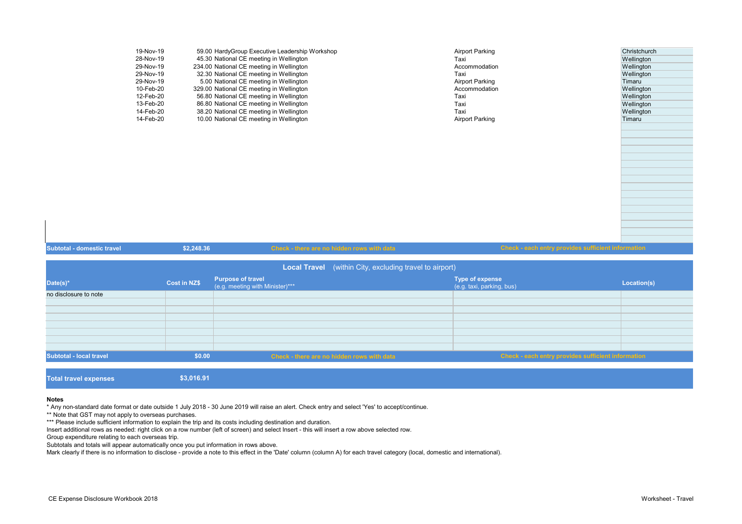| Date(s)* | Cost in NZ$ | Purpose of travel | Type of expense | Location(s) |
|---|---|---|---|---|
| 19-Nov-19 | 59.00 | HardyGroup Executive Leadership Workshop | Airport Parking | Christchurch |
| 28-Nov-19 | 45.30 | National CE meeting in Wellington | Taxi | Wellington |
| 29-Nov-19 | 234.00 | National CE meeting in Wellington | Accommodation | Wellington |
| 29-Nov-19 | 32.30 | National CE meeting in Wellington | Taxi | Wellington |
| 29-Nov-19 | 5.00 | National CE meeting in Wellington | Airport Parking | Timaru |
| 10-Feb-20 | 329.00 | National CE meeting in Wellington | Accommodation | Wellington |
| 12-Feb-20 | 56.80 | National CE meeting in Wellington | Taxi | Wellington |
| 13-Feb-20 | 86.80 | National CE meeting in Wellington | Taxi | Wellington |
| 14-Feb-20 | 38.20 | National CE meeting in Wellington | Taxi | Wellington |
| 14-Feb-20 | 10.00 | National CE meeting in Wellington | Airport Parking | Timaru |
| **Subtotal - domestic travel** | **$2,248.36** | **Check - there are no hidden rows with data** | **Check - each entry provides sufficient information** | |

## Local Travel (within City, excluding travel to airport)

| Date(s)* | Cost in NZ$ | Purpose of travel (e.g. meeting with Minister)*** | Type of expense (e.g. taxi, parking, bus) | Location(s) |
|---|---|---|---|---|
| no disclosure to note | | | | |
| **Subtotal - local travel** | **$0.00** | **Check - there are no hidden rows with data** | **Check - each entry provides sufficient information** | |

| **Total travel expenses** | **$3,016.91** |
|---|---|

**Notes**

\* Any non-standard date format or date outside 1 July 2018 - 30 June 2019 will raise an alert. Check entry and select 'Yes' to accept/continue.

** Note that GST may not apply to overseas purchases.

*** Please include sufficient information to explain the trip and its costs including destination and duration.

Insert additional rows as needed: right click on a row number (left of screen) and select Insert - this will insert a row above selected row.

Group expenditure relating to each overseas trip.

Subtotals and totals will appear automatically once you put information in rows above.

Mark clearly if there is no information to disclose - provide a note to this effect in the 'Date' column (column A) for each travel category (local, domestic and international).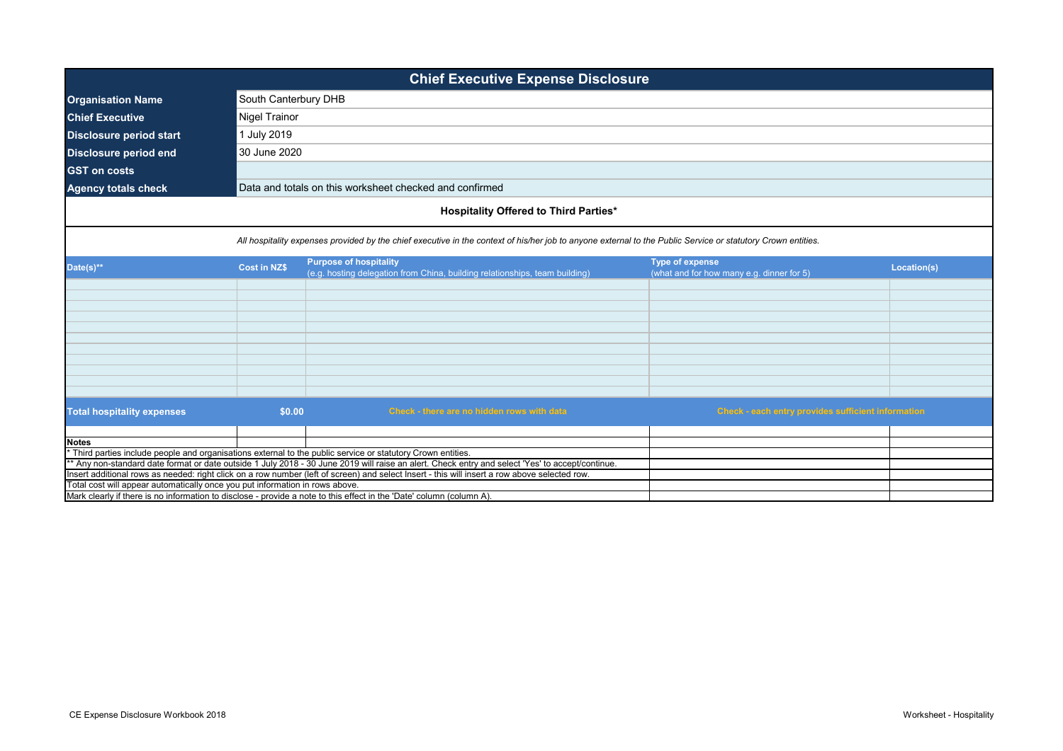# Chief Executive Expense Disclosure

| | |
|---|---|
| **Organisation Name** | South Canterbury DHB |
| **Chief Executive** | Nigel Trainor |
| **Disclosure period start** | 1 July 2019 |
| **Disclosure period end** | 30 June 2020 |
| **GST on costs** | |
| **Agency totals check** | Data and totals on this worksheet checked and confirmed |

## Hospitality Offered to Third Parties*

*All hospitality expenses provided by the chief executive in the context of his/her job to anyone external to the Public Service or statutory Crown entities.*

| Date(s)** | Cost in NZ$ | Purpose of hospitality (e.g. hosting delegation from China, building relationships, team building) | Type of expense (what and for how many e.g. dinner for 5) | Location(s) |
|---|---|---|---|---|
| | | | | |
| **Total hospitality expenses** | **$0.00** | Check - there are no hidden rows with data | Check - each entry provides sufficient information | |

**Notes**

\* Third parties include people and organisations external to the public service or statutory Crown entities.

** Any non-standard date format or date outside 1 July 2018 - 30 June 2019 will raise an alert. Check entry and select 'Yes' to accept/continue.

Insert additional rows as needed: right click on a row number (left of screen) and select Insert - this will insert a row above selected row.

Total cost will appear automatically once you put information in rows above.

Mark clearly if there is no information to disclose - provide a note to this effect in the 'Date' column (column A).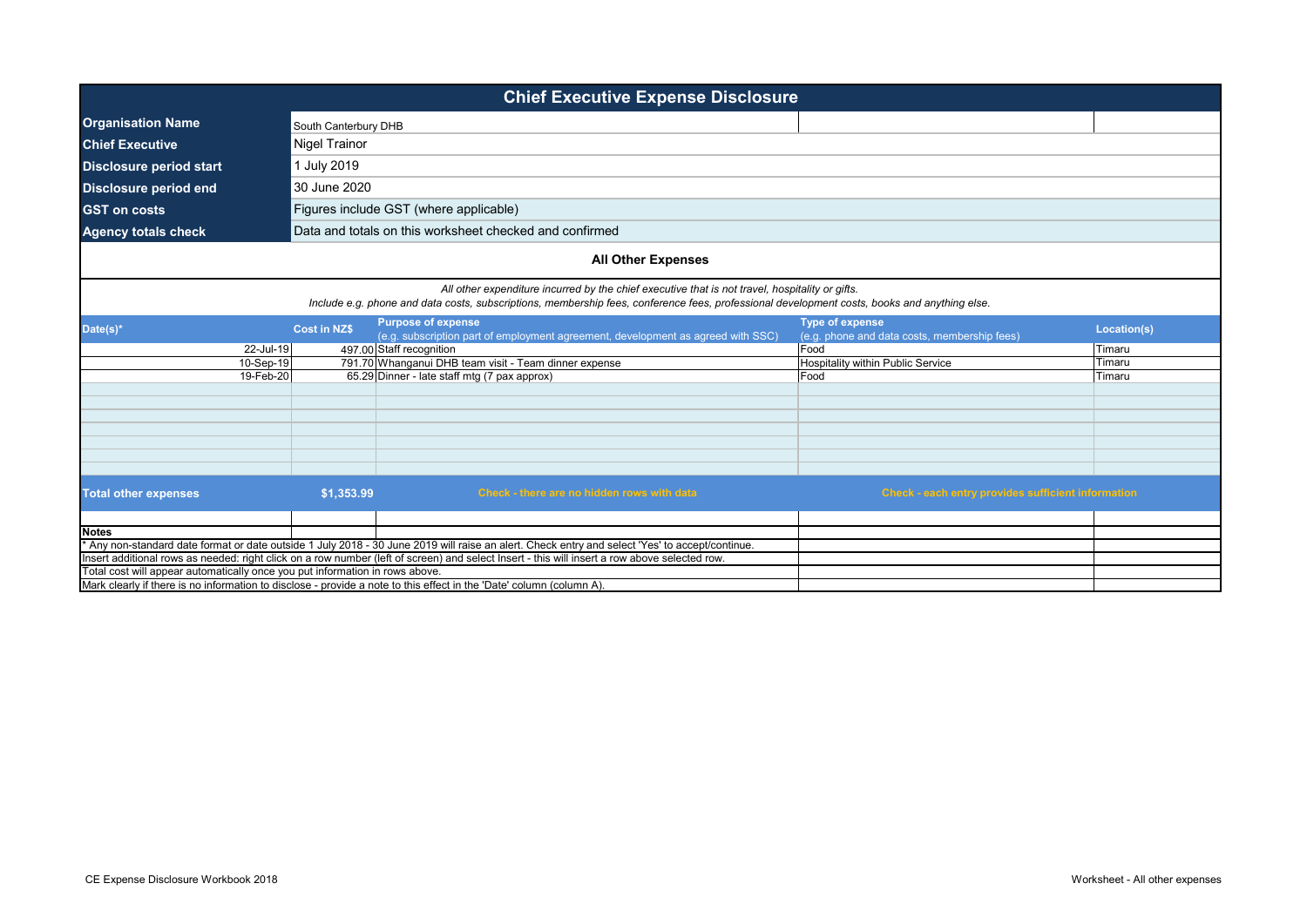# Chief Executive Expense Disclosure

| | |
|---|---|
| **Organisation Name** | South Canterbury DHB |
| **Chief Executive** | Nigel Trainor |
| **Disclosure period start** | 1 July 2019 |
| **Disclosure period end** | 30 June 2020 |
| **GST on costs** | Figures include GST (where applicable) |
| **Agency totals check** | Data and totals on this worksheet checked and confirmed |

## All Other Expenses

*All other expenditure incurred by the chief executive that is not travel, hospitality or gifts.*
*Include e.g. phone and data costs, subscriptions, membership fees, conference fees, professional development costs, books and anything else.*

| Date(s)* | Cost in NZ$ | Purpose of expense (e.g. subscription part of employment agreement, development as agreed with SSC) | Type of expense (e.g. phone and data costs, membership fees) | Location(s) |
|---|---|---|---|---|
| 22-Jul-19 | 497.00 | Staff recognition | Food | Timaru |
| 10-Sep-19 | 791.70 | Whanganui DHB team visit - Team dinner expense | Hospitality within Public Service | Timaru |
| 19-Feb-20 | 65.29 | Dinner - late staff mtg (7 pax approx) | Food | Timaru |
| **Total other expenses** | **$1,353.99** | Check - there are no hidden rows with data | Check - each entry provides sufficient information | |

**Notes**

\* Any non-standard date format or date outside 1 July 2018 - 30 June 2019 will raise an alert. Check entry and select 'Yes' to accept/continue.
Insert additional rows as needed: right click on a row number (left of screen) and select Insert - this will insert a row above selected row.
Total cost will appear automatically once you put information in rows above.
Mark clearly if there is no information to disclose - provide a note to this effect in the 'Date' column (column A).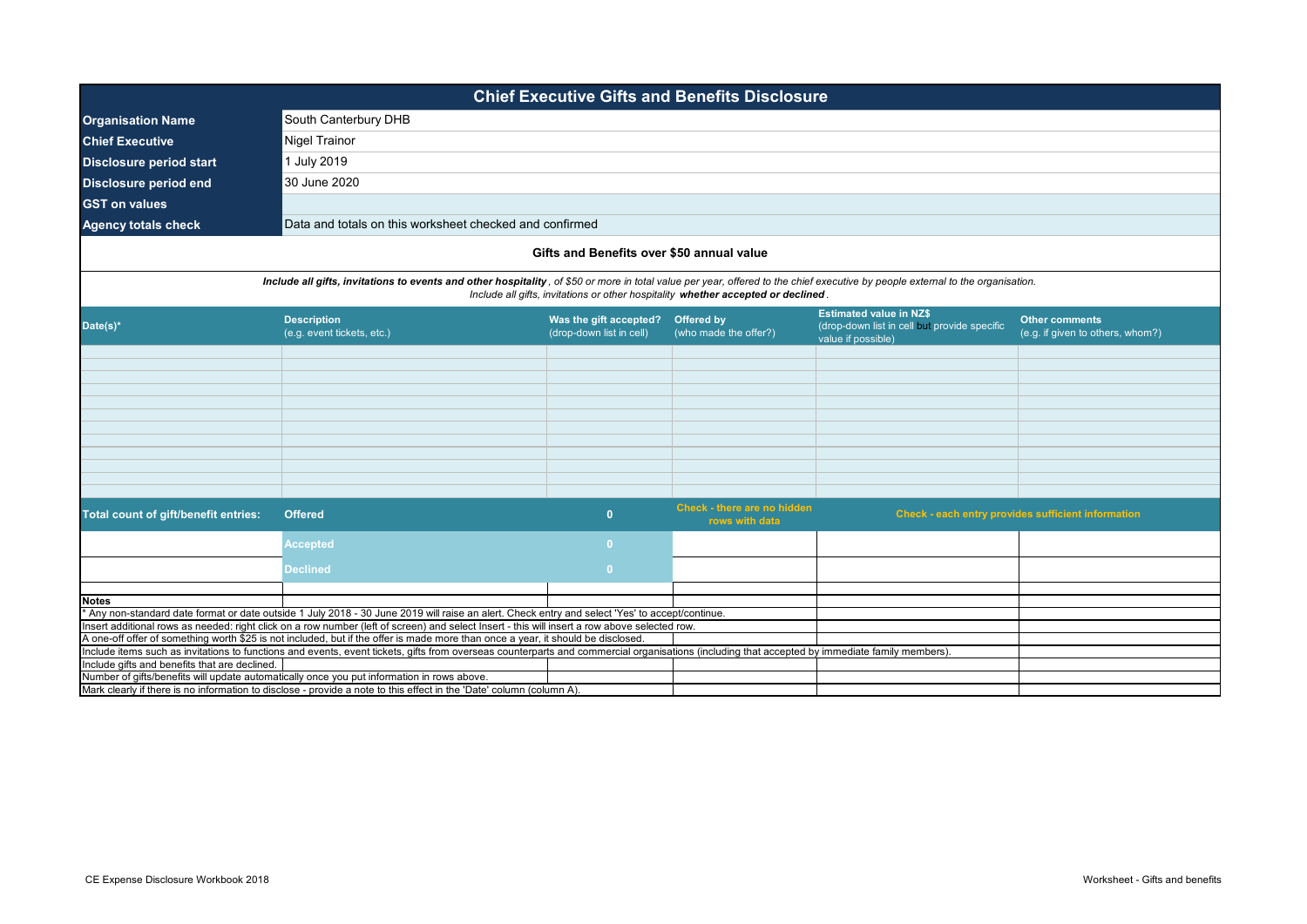# Chief Executive Gifts and Benefits Disclosure

| | |
|---|---|
| **Organisation Name** | South Canterbury DHB |
| **Chief Executive** | Nigel Trainor |
| **Disclosure period start** | 1 July 2019 |
| **Disclosure period end** | 30 June 2020 |
| **GST on values** | |
| **Agency totals check** | Data and totals on this worksheet checked and confirmed |

## Gifts and Benefits over $50 annual value

***Include all gifts, invitations to events and other hospitality**, of $50 or more in total value per year, offered to the chief executive by people external to the organisation.*
*Include all gifts, invitations or other hospitality **whether accepted or declined**.*

| Date(s)* | Description (e.g. event tickets, etc.) | Was the gift accepted? (drop-down list in cell) | Offered by (who made the offer?) | Estimated value in NZ$ (drop-down list in cell but provide specific value if possible) | Other comments (e.g. if given to others, whom?) |
|---|---|---|---|---|---|
| | | | | | |
| | | | | | |
| | | | | | |
| | | | | | |
| | | | | | |
| | | | | | |
| | | | | | |
| | | | | | |
| | | | | | |
| | | | | | |
| | | | | | |
| | | | | | |
| **Total count of gift/benefit entries:** | **Offered** | 0 | Check - there are no hidden rows with data | Check - each entry provides sufficient information | |
| | **Accepted** | 0 | | | |
| | **Declined** | 0 | | | |

**Notes**

* Any non-standard date format or date outside 1 July 2018 - 30 June 2019 will raise an alert. Check entry and select 'Yes' to accept/continue.
Insert additional rows as needed: right click on a row number (left of screen) and select Insert - this will insert a row above selected row.
A one-off offer of something worth $25 is not included, but if the offer is made more than once a year, it should be disclosed.
Include items such as invitations to functions and events, event tickets, gifts from overseas counterparts and commercial organisations (including that accepted by immediate family members).
Include gifts and benefits that are declined.
Number of gifts/benefits will update automatically once you put information in rows above.
Mark clearly if there is no information to disclose - provide a note to this effect in the 'Date' column (column A).

CE Expense Disclosure Workbook 2018

Worksheet - Gifts and benefits